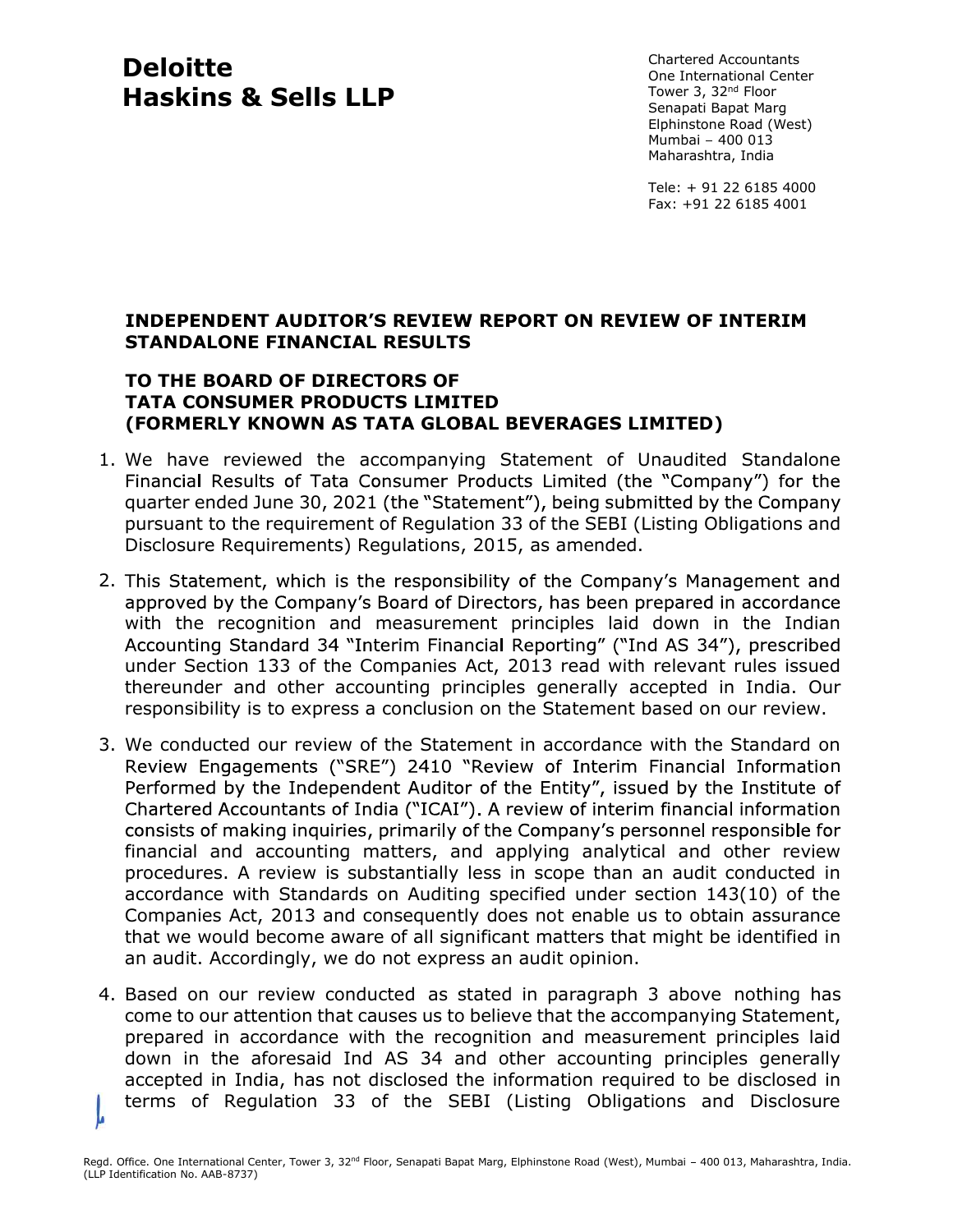**Deloitte Haskins & Sells LLP**

Chartered Accountants
One International Center
Tower 3, 32nd Floor
Senapati Bapat Marg
Elphinstone Road (West)
Mumbai – 400 013
Maharashtra, India

Tele: + 91 22 6185 4000
Fax: +91 22 6185 4001

## INDEPENDENT AUDITOR'S REVIEW REPORT ON REVIEW OF INTERIM STANDALONE FINANCIAL RESULTS

**TO THE BOARD OF DIRECTORS OF**
**TATA CONSUMER PRODUCTS LIMITED**
**(FORMERLY KNOWN AS TATA GLOBAL BEVERAGES LIMITED)**

1. We have reviewed the accompanying Statement of Unaudited Standalone Financial Results of Tata Consumer Products Limited (the "Company") for the quarter ended June 30, 2021 (the "Statement"), being submitted by the Company pursuant to the requirement of Regulation 33 of the SEBI (Listing Obligations and Disclosure Requirements) Regulations, 2015, as amended.

2. This Statement, which is the responsibility of the Company's Management and approved by the Company's Board of Directors, has been prepared in accordance with the recognition and measurement principles laid down in the Indian Accounting Standard 34 "Interim Financial Reporting" ("Ind AS 34"), prescribed under Section 133 of the Companies Act, 2013 read with relevant rules issued thereunder and other accounting principles generally accepted in India. Our responsibility is to express a conclusion on the Statement based on our review.

3. We conducted our review of the Statement in accordance with the Standard on Review Engagements ("SRE") 2410 "Review of Interim Financial Information Performed by the Independent Auditor of the Entity", issued by the Institute of Chartered Accountants of India ("ICAI"). A review of interim financial information consists of making inquiries, primarily of the Company's personnel responsible for financial and accounting matters, and applying analytical and other review procedures. A review is substantially less in scope than an audit conducted in accordance with Standards on Auditing specified under section 143(10) of the Companies Act, 2013 and consequently does not enable us to obtain assurance that we would become aware of all significant matters that might be identified in an audit. Accordingly, we do not express an audit opinion.

4. Based on our review conducted as stated in paragraph 3 above nothing has come to our attention that causes us to believe that the accompanying Statement, prepared in accordance with the recognition and measurement principles laid down in the aforesaid Ind AS 34 and other accounting principles generally accepted in India, has not disclosed the information required to be disclosed in terms of Regulation 33 of the SEBI (Listing Obligations and Disclosure

Regd. Office. One International Center, Tower 3, 32nd Floor, Senapati Bapat Marg, Elphinstone Road (West), Mumbai – 400 013, Maharashtra, India.
(LLP Identification No. AAB-8737)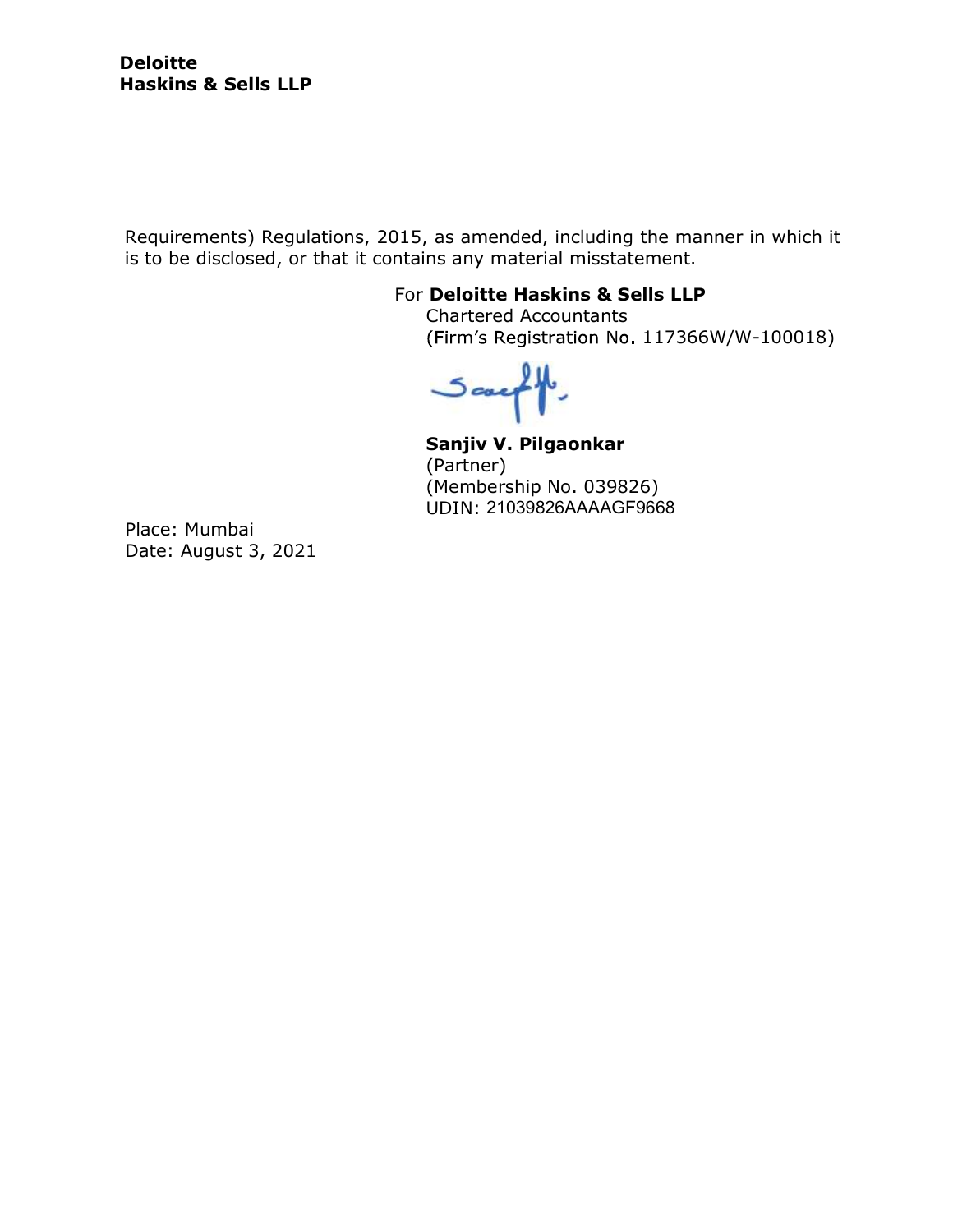Requirements) Regulations, 2015, as amended, including the manner in which it is to be disclosed, or that it contains any material misstatement.

For **Deloitte Haskins & Sells LLP**
Chartered Accountants
(Firm's Registration No. 117366W/W-100018)

**Sanjiv V. Pilgaonkar**
(Partner)
(Membership No. 039826)
UDIN: 21039826AAAAGF9668

Place: Mumbai
Date: August 3, 2021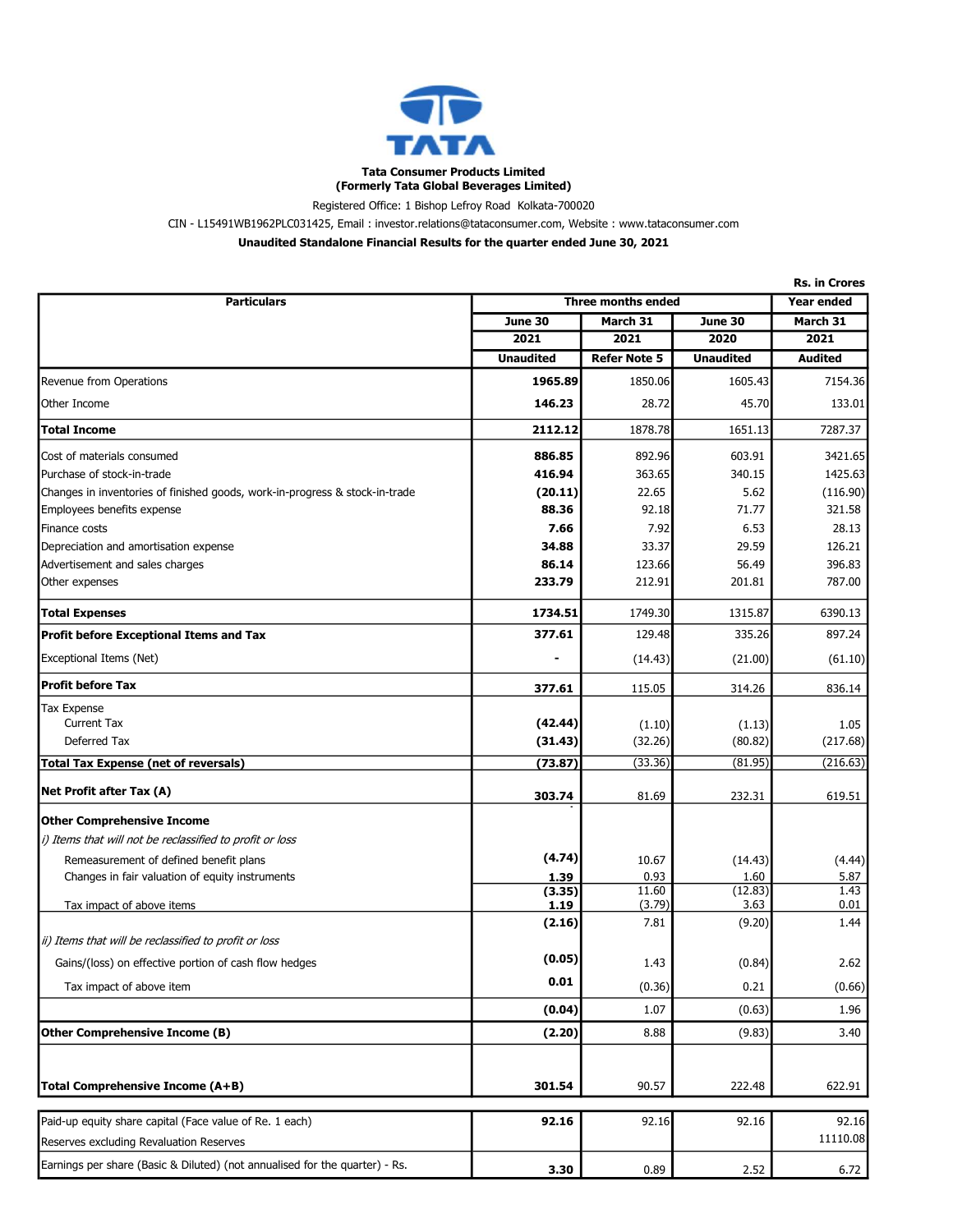**Tata Consumer Products Limited**
**(Formerly Tata Global Beverages Limited)**

Registered Office: 1 Bishop Lefroy Road Kolkata-700020

CIN - L15491WB1962PLC031425, Email : investor.relations@tataconsumer.com, Website : www.tataconsumer.com

**Unaudited Standalone Financial Results for the quarter ended June 30, 2021**

**Rs. in Crores**

| Particulars | Three months ended | | | Year ended |
|---|---|---|---|---|
| | June 30 2021 | March 31 2021 | June 30 2020 | March 31 2021 |
| | Unaudited | Refer Note 5 | Unaudited | Audited |
| Revenue from Operations | **1965.89** | 1850.06 | 1605.43 | 7154.36 |
| Other Income | **146.23** | 28.72 | 45.70 | 133.01 |
| **Total Income** | **2112.12** | 1878.78 | 1651.13 | 7287.37 |
| Cost of materials consumed | **886.85** | 892.96 | 603.91 | 3421.65 |
| Purchase of stock-in-trade | **416.94** | 363.65 | 340.15 | 1425.63 |
| Changes in inventories of finished goods, work-in-progress & stock-in-trade | **(20.11)** | 22.65 | 5.62 | (116.90) |
| Employees benefits expense | **88.36** | 92.18 | 71.77 | 321.58 |
| Finance costs | **7.66** | 7.92 | 6.53 | 28.13 |
| Depreciation and amortisation expense | **34.88** | 33.37 | 29.59 | 126.21 |
| Advertisement and sales charges | **86.14** | 123.66 | 56.49 | 396.83 |
| Other expenses | **233.79** | 212.91 | 201.81 | 787.00 |
| **Total Expenses** | **1734.51** | 1749.30 | 1315.87 | 6390.13 |
| **Profit before Exceptional Items and Tax** | **377.61** | 129.48 | 335.26 | 897.24 |
| Exceptional Items (Net) | **-** | (14.43) | (21.00) | (61.10) |
| **Profit before Tax** | **377.61** | 115.05 | 314.26 | 836.14 |
| Tax Expense | | | | |
| Current Tax | **(42.44)** | (1.10) | (1.13) | 1.05 |
| Deferred Tax | **(31.43)** | (32.26) | (80.82) | (217.68) |
| **Total Tax Expense (net of reversals)** | **(73.87)** | (33.36) | (81.95) | (216.63) |
| **Net Profit after Tax (A)** | **303.74** | 81.69 | 232.31 | 619.51 |
| **Other Comprehensive Income** | | | | |
| *i) Items that will not be reclassified to profit or loss* | | | | |
| Remeasurement of defined benefit plans | **(4.74)** | 10.67 | (14.43) | (4.44) |
| Changes in fair valuation of equity instruments | **1.39** | 0.93 | 1.60 | 5.87 |
| | **(3.35)** | 11.60 | (12.83) | 1.43 |
| Tax impact of above items | **1.19** | (3.79) | 3.63 | 0.01 |
| | **(2.16)** | 7.81 | (9.20) | 1.44 |
| *ii) Items that will be reclassified to profit or loss* | | | | |
| Gains/(loss) on effective portion of cash flow hedges | **(0.05)** | 1.43 | (0.84) | 2.62 |
| Tax impact of above item | **0.01** | (0.36) | 0.21 | (0.66) |
| | **(0.04)** | 1.07 | (0.63) | 1.96 |
| **Other Comprehensive Income (B)** | **(2.20)** | 8.88 | (9.83) | 3.40 |
| **Total Comprehensive Income (A+B)** | **301.54** | 90.57 | 222.48 | 622.91 |
| Paid-up equity share capital (Face value of Re. 1 each) | **92.16** | 92.16 | 92.16 | 92.16 |
| Reserves excluding Revaluation Reserves | | | | 11110.08 |
| Earnings per share (Basic & Diluted) (not annualised for the quarter) - Rs. | **3.30** | 0.89 | 2.52 | 6.72 |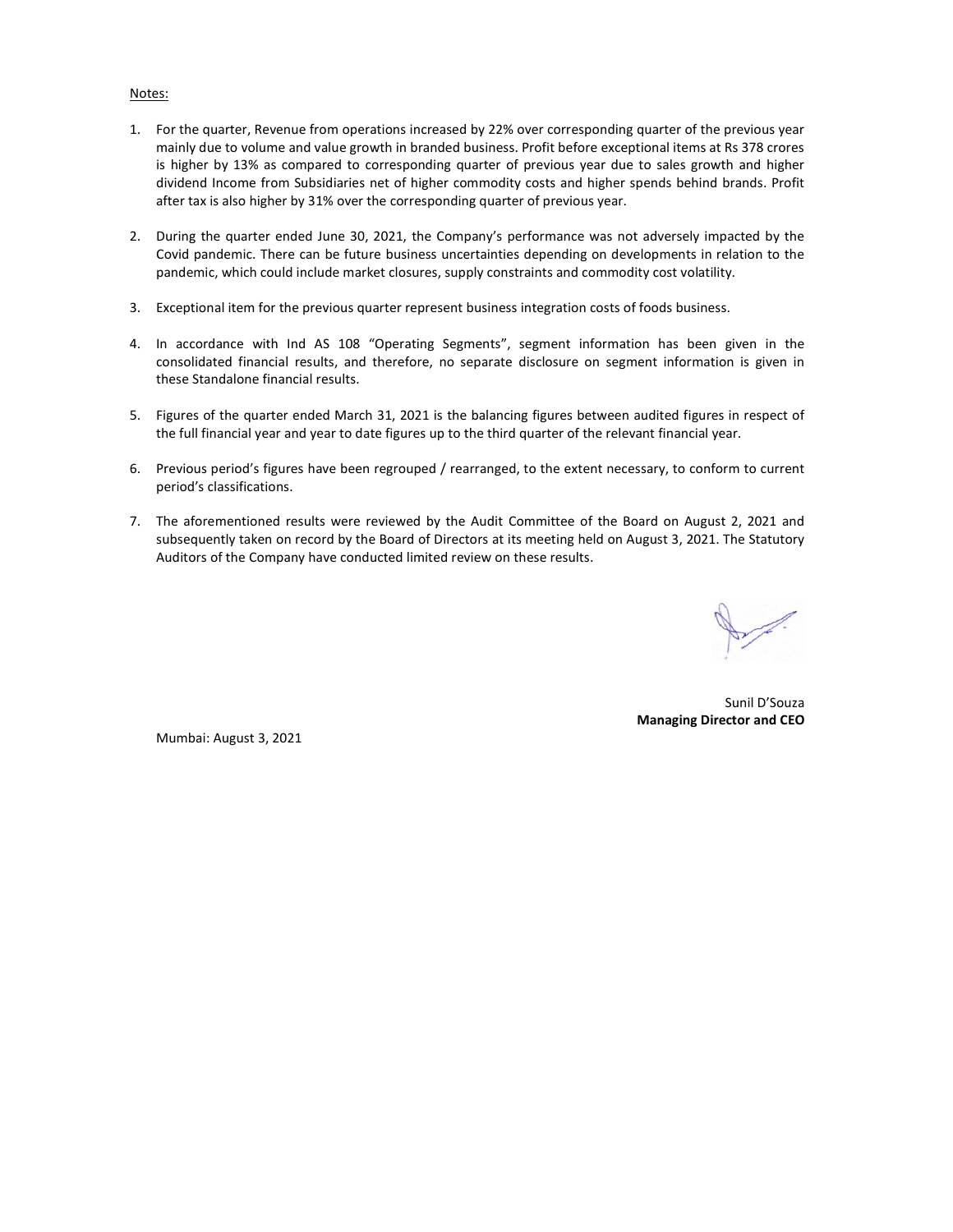Notes:

1. For the quarter, Revenue from operations increased by 22% over corresponding quarter of the previous year mainly due to volume and value growth in branded business. Profit before exceptional items at Rs 378 crores is higher by 13% as compared to corresponding quarter of previous year due to sales growth and higher dividend Income from Subsidiaries net of higher commodity costs and higher spends behind brands. Profit after tax is also higher by 31% over the corresponding quarter of previous year.

2. During the quarter ended June 30, 2021, the Company's performance was not adversely impacted by the Covid pandemic. There can be future business uncertainties depending on developments in relation to the pandemic, which could include market closures, supply constraints and commodity cost volatility.

3. Exceptional item for the previous quarter represent business integration costs of foods business.

4. In accordance with Ind AS 108 "Operating Segments", segment information has been given in the consolidated financial results, and therefore, no separate disclosure on segment information is given in these Standalone financial results.

5. Figures of the quarter ended March 31, 2021 is the balancing figures between audited figures in respect of the full financial year and year to date figures up to the third quarter of the relevant financial year.

6. Previous period's figures have been regrouped / rearranged, to the extent necessary, to conform to current period's classifications.

7. The aforementioned results were reviewed by the Audit Committee of the Board on August 2, 2021 and subsequently taken on record by the Board of Directors at its meeting held on August 3, 2021. The Statutory Auditors of the Company have conducted limited review on these results.

Sunil D'Souza
**Managing Director and CEO**

Mumbai: August 3, 2021